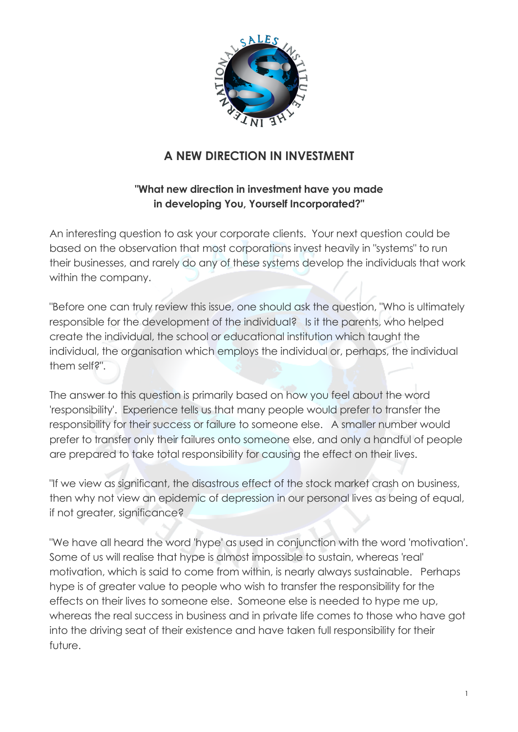# A NEW DIRECTION IN INVESTMENT

**"What new direction in investment have you made in developing You, Yourself Incorporated?"**

An interesting question to ask your corporate clients. Your next question could be based on the observation that most corporations invest heavily in "systems" to run their businesses, and rarely do any of these systems develop the individuals that work within the company.

"Before one can truly review this issue, one should ask the question, "Who is ultimately responsible for the development of the individual? Is it the parents, who helped create the individual, the school or educational institution which taught the individual, the organisation which employs the individual or, perhaps, the individual them self?".

The answer to this question is primarily based on how you feel about the word 'responsibility'. Experience tells us that many people would prefer to transfer the responsibility for their success or failure to someone else. A smaller number would prefer to transfer only their failures onto someone else, and only a handful of people are prepared to take total responsibility for causing the effect on their lives.

"If we view as significant, the disastrous effect of the stock market crash on business, then why not view an epidemic of depression in our personal lives as being of equal, if not greater, significance?

"We have all heard the word 'hype' as used in conjunction with the word 'motivation'. Some of us will realise that hype is almost impossible to sustain, whereas 'real' motivation, which is said to come from within, is nearly always sustainable. Perhaps hype is of greater value to people who wish to transfer the responsibility for the effects on their lives to someone else. Someone else is needed to hype me up, whereas the real success in business and in private life comes to those who have got into the driving seat of their existence and have taken full responsibility for their future.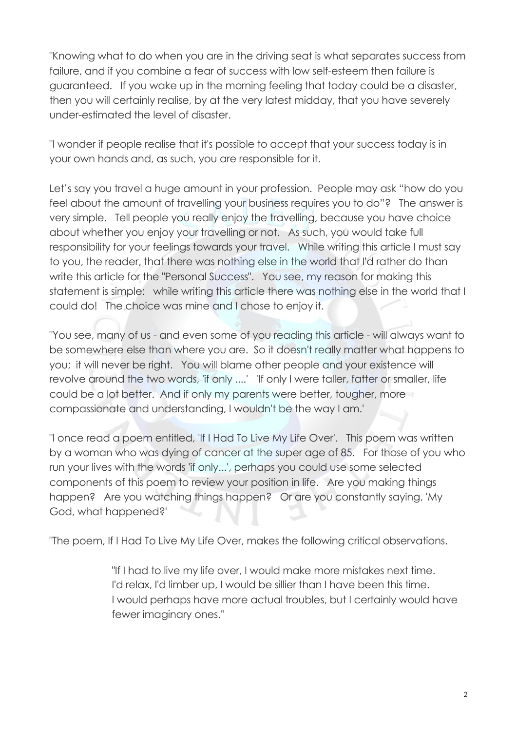"Knowing what to do when you are in the driving seat is what separates success from failure, and if you combine a fear of success with low self-esteem then failure is guaranteed. If you wake up in the morning feeling that today could be a disaster, then you will certainly realise, by at the very latest midday, that you have severely under-estimated the level of disaster.

"I wonder if people realise that it's possible to accept that your success today is in your own hands and, as such, you are responsible for it.

Let's say you travel a huge amount in your profession. People may ask "how do you feel about the amount of travelling your business requires you to do"? The answer is very simple. Tell people you really enjoy the travelling, because you have choice about whether you enjoy your travelling or not. As such, you would take full responsibility for your feelings towards your travel. While writing this article I must say to you, the reader, that there was nothing else in the world that I'd rather do than write this article for the "Personal Success". You see, my reason for making this statement is simple: while writing this article there was nothing else in the world that I could do! The choice was mine and I chose to enjoy it.

"You see, many of us - and even some of you reading this article - will always want to be somewhere else than where you are. So it doesn't really matter what happens to you; it will never be right. You will blame other people and your existence will revolve around the two words, 'if only ....' 'If only I were taller, fatter or smaller, life could be a lot better. And if only my parents were better, tougher, more compassionate and understanding, I wouldn't be the way I am.'

"I once read a poem entitled, 'If I Had To Live My Life Over'. This poem was written by a woman who was dying of cancer at the super age of 85. For those of you who run your lives with the words 'if only...', perhaps you could use some selected components of this poem to review your position in life. Are you making things happen? Are you watching things happen? Or are you constantly saying, 'My God, what happened?'

"The poem, If I Had To Live My Life Over, makes the following critical observations.

> "If I had to live my life over, I would make more mistakes next time.
> I'd relax, I'd limber up, I would be sillier than I have been this time.
> I would perhaps have more actual troubles, but I certainly would have fewer imaginary ones."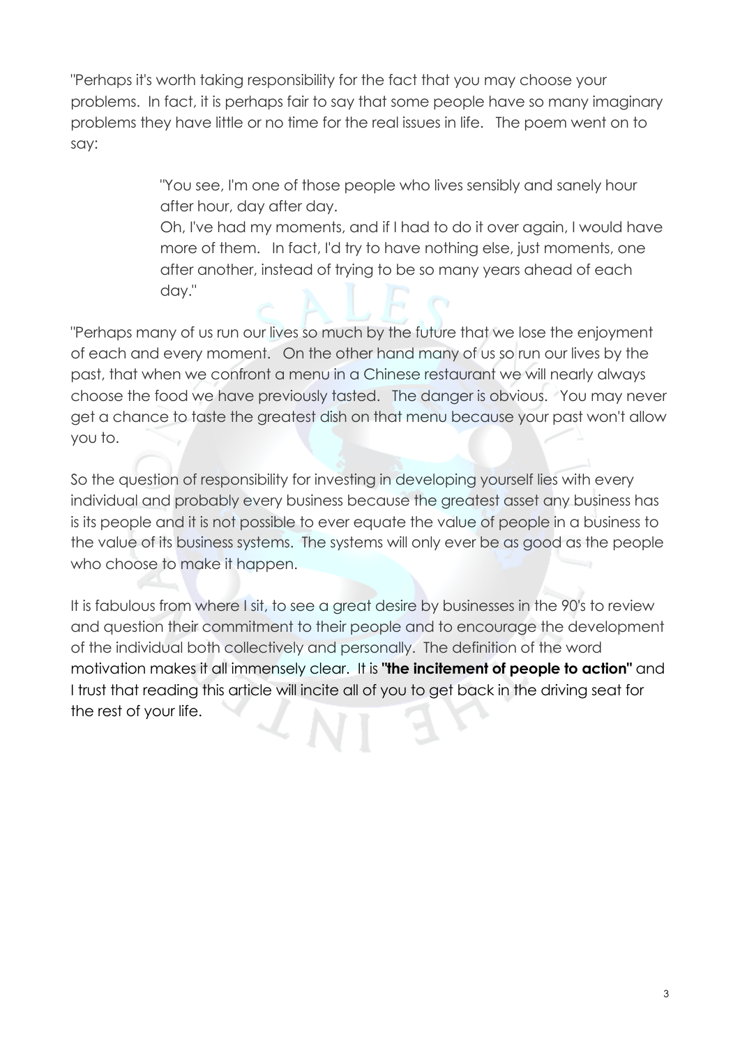"Perhaps it's worth taking responsibility for the fact that you may choose your problems. In fact, it is perhaps fair to say that some people have so many imaginary problems they have little or no time for the real issues in life. The poem went on to say:

> "You see, I'm one of those people who lives sensibly and sanely hour after hour, day after day.
> Oh, I've had my moments, and if I had to do it over again, I would have more of them. In fact, I'd try to have nothing else, just moments, one after another, instead of trying to be so many years ahead of each day."

"Perhaps many of us run our lives so much by the future that we lose the enjoyment of each and every moment. On the other hand many of us so run our lives by the past, that when we confront a menu in a Chinese restaurant we will nearly always choose the food we have previously tasted. The danger is obvious. You may never get a chance to taste the greatest dish on that menu because your past won't allow you to.

So the question of responsibility for investing in developing yourself lies with every individual and probably every business because the greatest asset any business has is its people and it is not possible to ever equate the value of people in a business to the value of its business systems. The systems will only ever be as good as the people who choose to make it happen.

It is fabulous from where I sit, to see a great desire by businesses in the 90's to review and question their commitment to their people and to encourage the development of the individual both collectively and personally. The definition of the word motivation makes it all immensely clear. It is **"the incitement of people to action"** and I trust that reading this article will incite all of you to get back in the driving seat for the rest of your life.